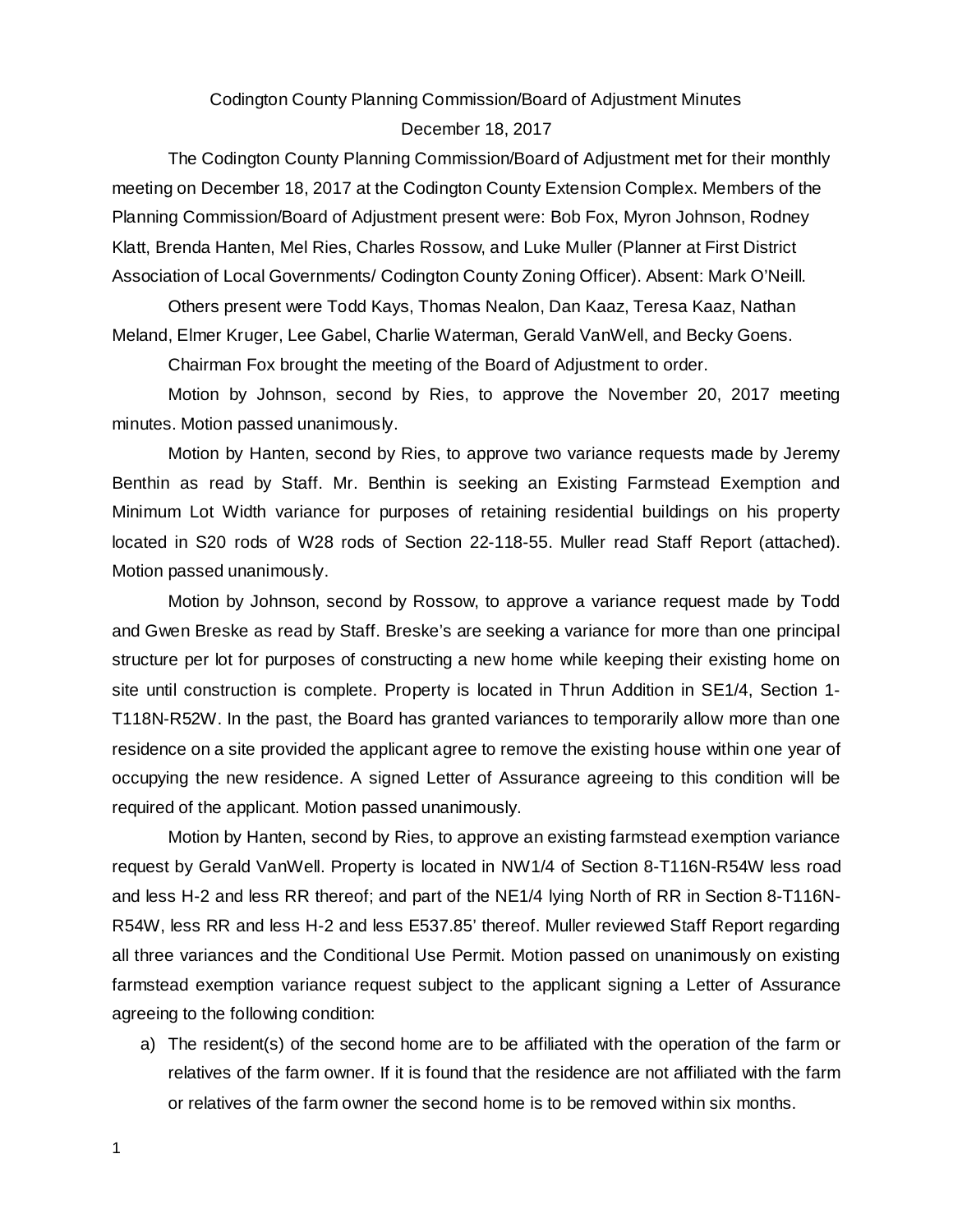# Codington County Planning Commission/Board of Adjustment Minutes

## December 18, 2017

The Codington County Planning Commission/Board of Adjustment met for their monthly meeting on December 18, 2017 at the Codington County Extension Complex. Members of the Planning Commission/Board of Adjustment present were: Bob Fox, Myron Johnson, Rodney Klatt, Brenda Hanten, Mel Ries, Charles Rossow, and Luke Muller (Planner at First District Association of Local Governments/ Codington County Zoning Officer). Absent: Mark O'Neill.

Others present were Todd Kays, Thomas Nealon, Dan Kaaz, Teresa Kaaz, Nathan Meland, Elmer Kruger, Lee Gabel, Charlie Waterman, Gerald VanWell, and Becky Goens.

Chairman Fox brought the meeting of the Board of Adjustment to order.

Motion by Johnson, second by Ries, to approve the November 20, 2017 meeting minutes. Motion passed unanimously.

Motion by Hanten, second by Ries, to approve two variance requests made by Jeremy Benthin as read by Staff. Mr. Benthin is seeking an Existing Farmstead Exemption and Minimum Lot Width variance for purposes of retaining residential buildings on his property located in S20 rods of W28 rods of Section 22-118-55. Muller read Staff Report (attached). Motion passed unanimously.

Motion by Johnson, second by Rossow, to approve a variance request made by Todd and Gwen Breske as read by Staff. Breske's are seeking a variance for more than one principal structure per lot for purposes of constructing a new home while keeping their existing home on site until construction is complete. Property is located in Thrun Addition in SE1/4, Section 1-T118N-R52W. In the past, the Board has granted variances to temporarily allow more than one residence on a site provided the applicant agree to remove the existing house within one year of occupying the new residence. A signed Letter of Assurance agreeing to this condition will be required of the applicant. Motion passed unanimously.

Motion by Hanten, second by Ries, to approve an existing farmstead exemption variance request by Gerald VanWell. Property is located in NW1/4 of Section 8-T116N-R54W less road and less H-2 and less RR thereof; and part of the NE1/4 lying North of RR in Section 8-T116N-R54W, less RR and less H-2 and less E537.85' thereof. Muller reviewed Staff Report regarding all three variances and the Conditional Use Permit. Motion passed on unanimously on existing farmstead exemption variance request subject to the applicant signing a Letter of Assurance agreeing to the following condition:

a) The resident(s) of the second home are to be affiliated with the operation of the farm or relatives of the farm owner. If it is found that the residence are not affiliated with the farm or relatives of the farm owner the second home is to be removed within six months.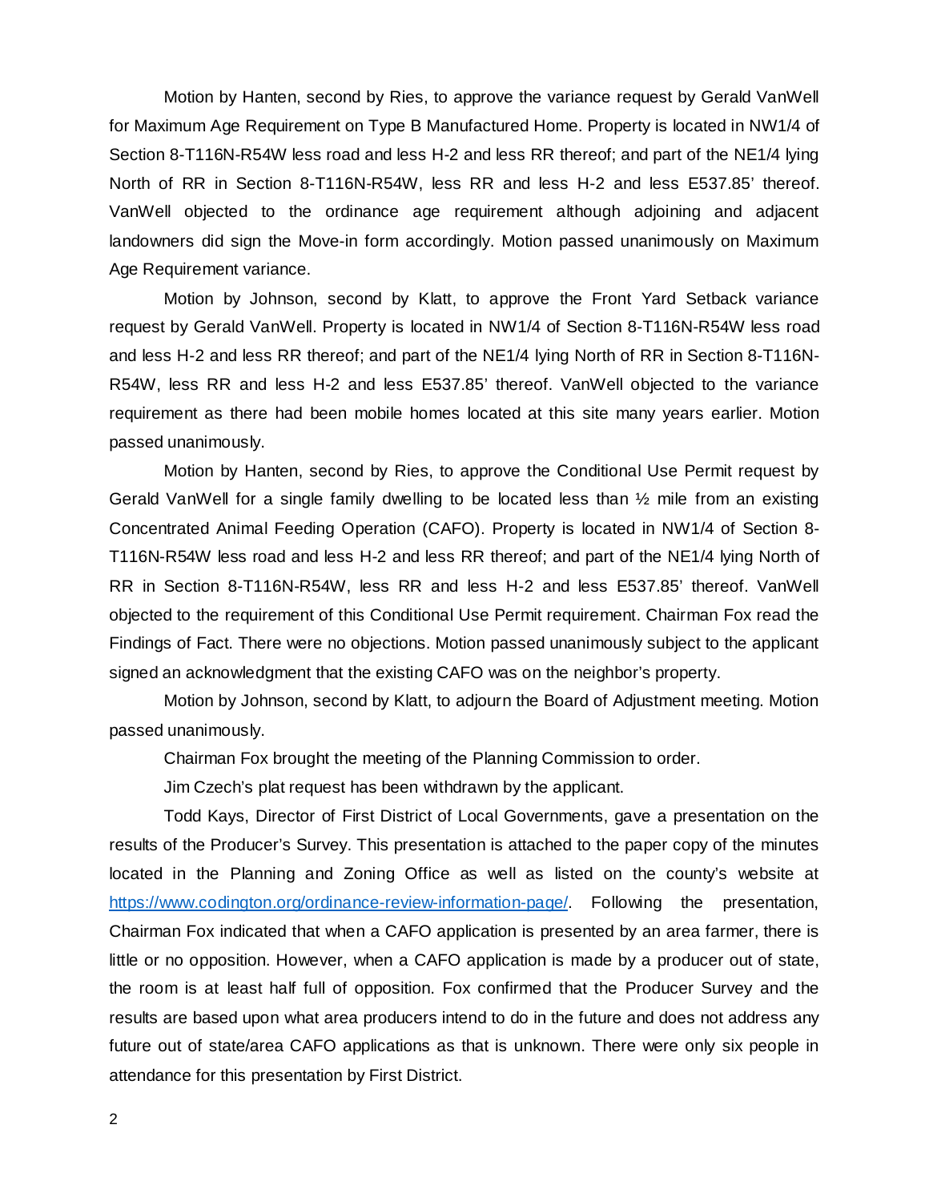Motion by Hanten, second by Ries, to approve the variance request by Gerald VanWell for Maximum Age Requirement on Type B Manufactured Home. Property is located in NW1/4 of Section 8-T116N-R54W less road and less H-2 and less RR thereof; and part of the NE1/4 lying North of RR in Section 8-T116N-R54W, less RR and less H-2 and less E537.85' thereof. VanWell objected to the ordinance age requirement although adjoining and adjacent landowners did sign the Move-in form accordingly. Motion passed unanimously on Maximum Age Requirement variance.

Motion by Johnson, second by Klatt, to approve the Front Yard Setback variance request by Gerald VanWell. Property is located in NW1/4 of Section 8-T116N-R54W less road and less H-2 and less RR thereof; and part of the NE1/4 lying North of RR in Section 8-T116N-R54W, less RR and less H-2 and less E537.85' thereof. VanWell objected to the variance requirement as there had been mobile homes located at this site many years earlier. Motion passed unanimously.

Motion by Hanten, second by Ries, to approve the Conditional Use Permit request by Gerald VanWell for a single family dwelling to be located less than ½ mile from an existing Concentrated Animal Feeding Operation (CAFO). Property is located in NW1/4 of Section 8-T116N-R54W less road and less H-2 and less RR thereof; and part of the NE1/4 lying North of RR in Section 8-T116N-R54W, less RR and less H-2 and less E537.85' thereof. VanWell objected to the requirement of this Conditional Use Permit requirement. Chairman Fox read the Findings of Fact. There were no objections. Motion passed unanimously subject to the applicant signed an acknowledgment that the existing CAFO was on the neighbor's property.

Motion by Johnson, second by Klatt, to adjourn the Board of Adjustment meeting. Motion passed unanimously.

Chairman Fox brought the meeting of the Planning Commission to order.

Jim Czech's plat request has been withdrawn by the applicant.

Todd Kays, Director of First District of Local Governments, gave a presentation on the results of the Producer's Survey. This presentation is attached to the paper copy of the minutes located in the Planning and Zoning Office as well as listed on the county's website at https://www.codington.org/ordinance-review-information-page/. Following the presentation, Chairman Fox indicated that when a CAFO application is presented by an area farmer, there is little or no opposition. However, when a CAFO application is made by a producer out of state, the room is at least half full of opposition. Fox confirmed that the Producer Survey and the results are based upon what area producers intend to do in the future and does not address any future out of state/area CAFO applications as that is unknown. There were only six people in attendance for this presentation by First District.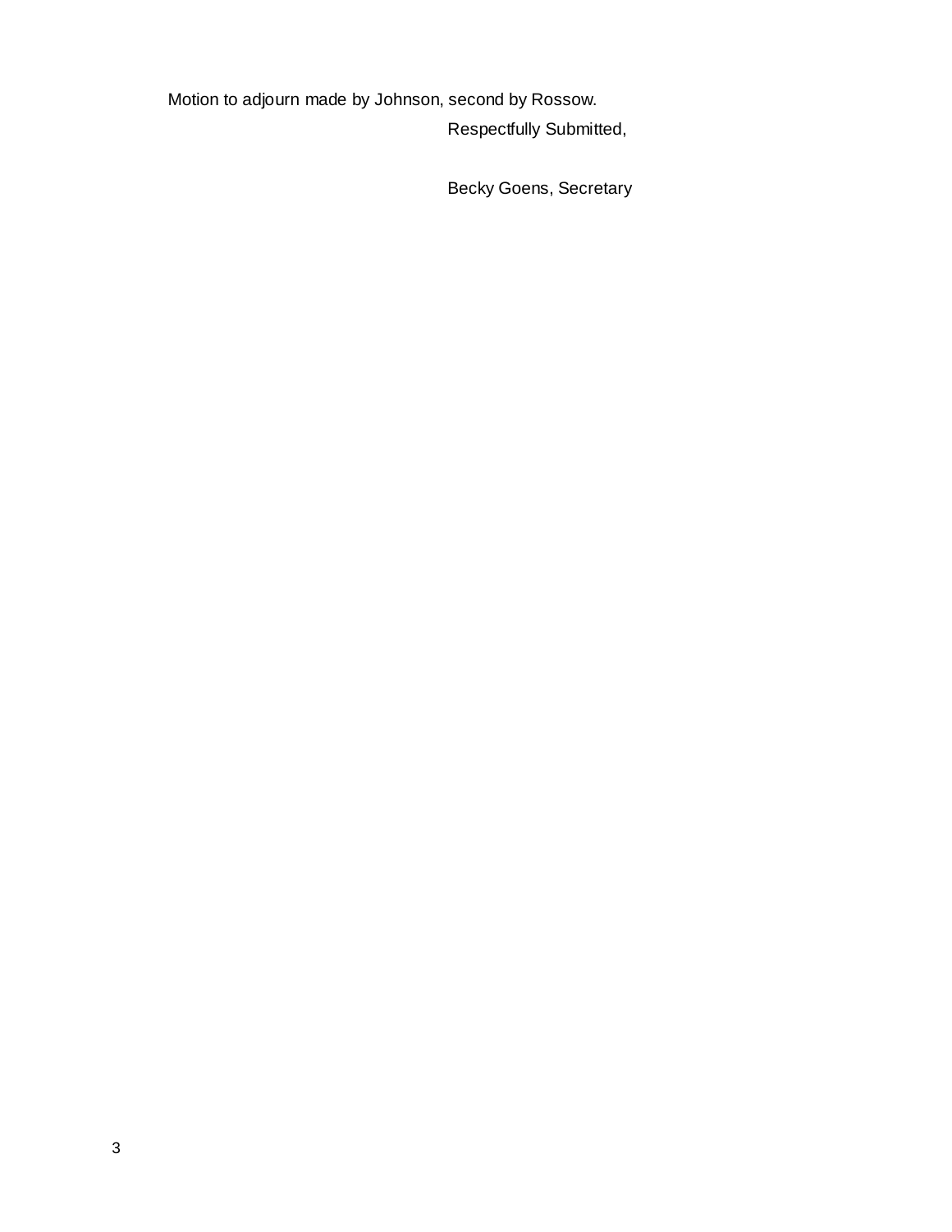Motion to adjourn made by Johnson, second by Rossow.

Respectfully Submitted,

Becky Goens, Secretary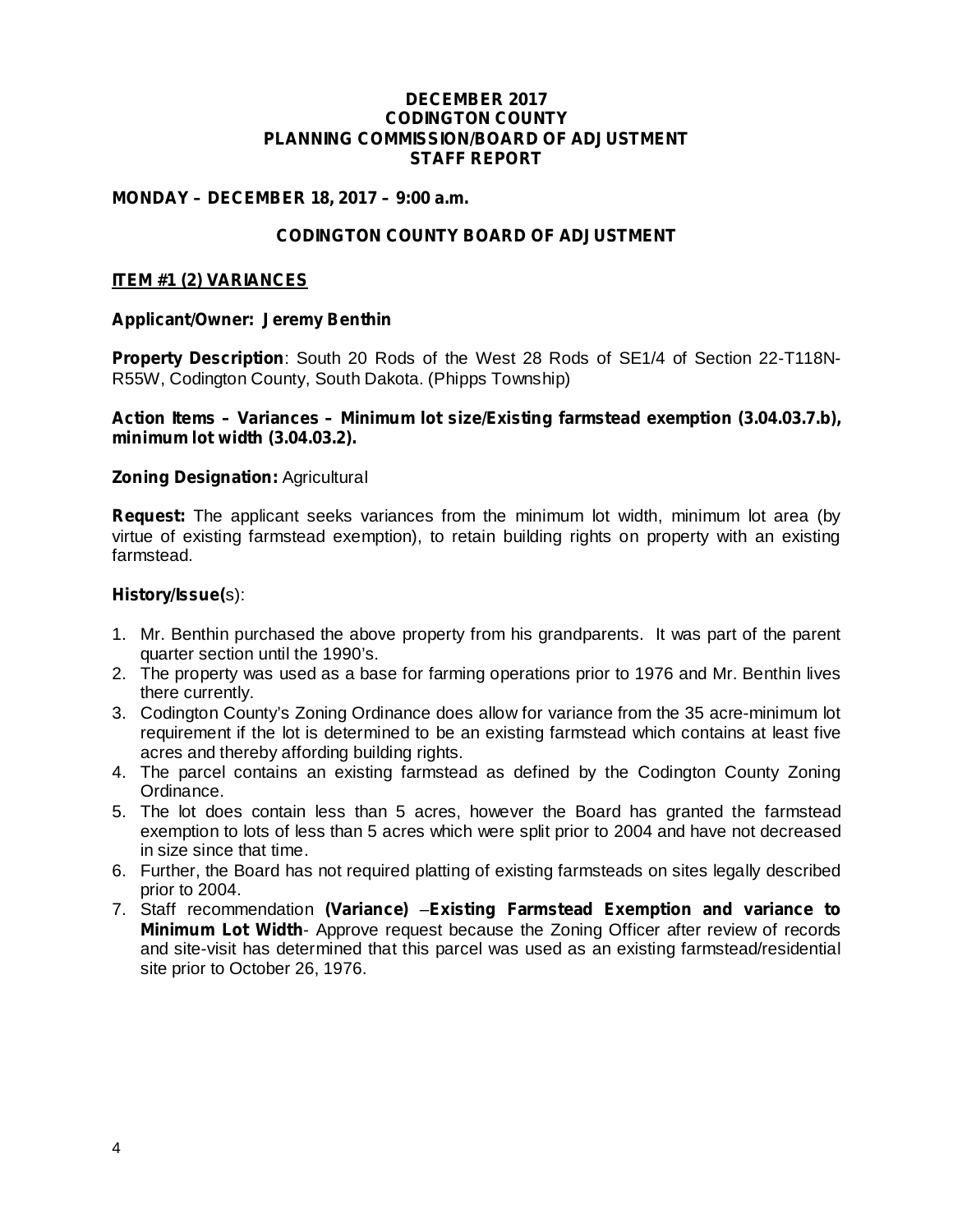**DECEMBER 2017**
**CODINGTON COUNTY**
**PLANNING COMMISSION/BOARD OF ADJUSTMENT**
**STAFF REPORT**

**MONDAY – DECEMBER 18, 2017 – 9:00 a.m.**

**CODINGTON COUNTY BOARD OF ADJUSTMENT**

**ITEM #1 (2) VARIANCES**

**Applicant/Owner: Jeremy Benthin**

**Property Description**: South 20 Rods of the West 28 Rods of SE1/4 of Section 22-T118N-R55W, Codington County, South Dakota. (Phipps Township)

**Action Items – Variances – Minimum lot size/Existing farmstead exemption (3.04.03.7.b), minimum lot width (3.04.03.2).**

**Zoning Designation:** Agricultural

**Request:** The applicant seeks variances from the minimum lot width, minimum lot area (by virtue of existing farmstead exemption), to retain building rights on property with an existing farmstead.

**History/Issue(**s):

1. Mr. Benthin purchased the above property from his grandparents. It was part of the parent quarter section until the 1990's.
2. The property was used as a base for farming operations prior to 1976 and Mr. Benthin lives there currently.
3. Codington County's Zoning Ordinance does allow for variance from the 35 acre-minimum lot requirement if the lot is determined to be an existing farmstead which contains at least five acres and thereby affording building rights.
4. The parcel contains an existing farmstead as defined by the Codington County Zoning Ordinance.
5. The lot does contain less than 5 acres, however the Board has granted the farmstead exemption to lots of less than 5 acres which were split prior to 2004 and have not decreased in size since that time.
6. Further, the Board has not required platting of existing farmsteads on sites legally described prior to 2004.
7. Staff recommendation **(Variance)** –**Existing Farmstead Exemption and variance to Minimum Lot Width**- Approve request because the Zoning Officer after review of records and site-visit has determined that this parcel was used as an existing farmstead/residential site prior to October 26, 1976.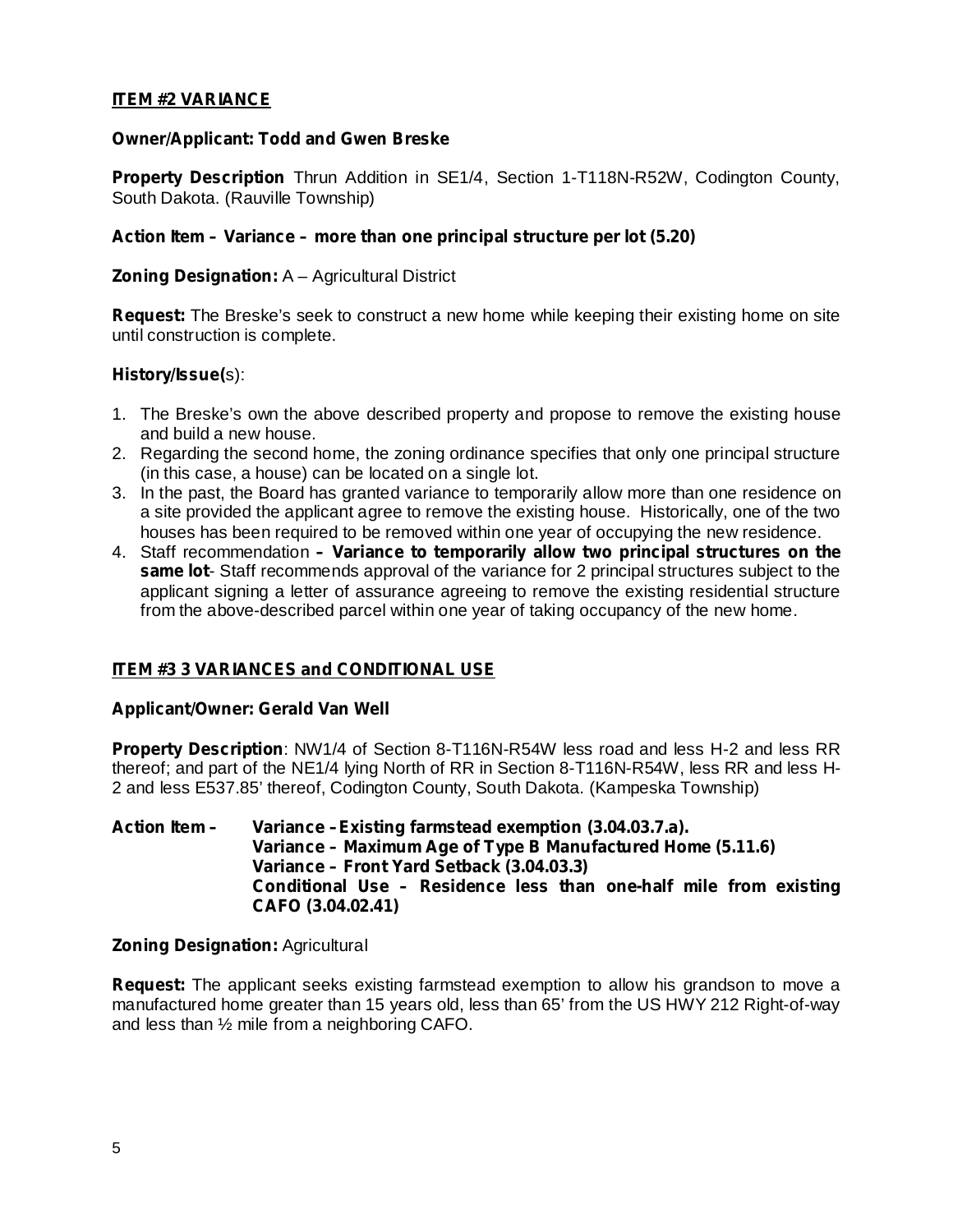**ITEM #2 VARIANCE**

**Owner/Applicant: Todd and Gwen Breske**

**Property Description** Thrun Addition in SE1/4, Section 1-T118N-R52W, Codington County, South Dakota. (Rauville Township)

**Action Item – Variance – more than one principal structure per lot (5.20)**

**Zoning Designation:** A – Agricultural District

**Request:** The Breske's seek to construct a new home while keeping their existing home on site until construction is complete.

**History/Issue(**s):

1. The Breske's own the above described property and propose to remove the existing house and build a new house.
2. Regarding the second home, the zoning ordinance specifies that only one principal structure (in this case, a house) can be located on a single lot.
3. In the past, the Board has granted variance to temporarily allow more than one residence on a site provided the applicant agree to remove the existing house. Historically, one of the two houses has been required to be removed within one year of occupying the new residence.
4. Staff recommendation **– Variance to temporarily allow two principal structures on the same lot**- Staff recommends approval of the variance for 2 principal structures subject to the applicant signing a letter of assurance agreeing to remove the existing residential structure from the above-described parcel within one year of taking occupancy of the new home.

**ITEM #3 3 VARIANCES and CONDITIONAL USE**

**Applicant/Owner: Gerald Van Well**

**Property Description**: NW1/4 of Section 8-T116N-R54W less road and less H-2 and less RR thereof; and part of the NE1/4 lying North of RR in Section 8-T116N-R54W, less RR and less H-2 and less E537.85' thereof, Codington County, South Dakota. (Kampeska Township)

**Action Item –**
**Variance – Existing farmstead exemption (3.04.03.7.a).**
**Variance – Maximum Age of Type B Manufactured Home (5.11.6)**
**Variance – Front Yard Setback (3.04.03.3)**
**Conditional Use – Residence less than one-half mile from existing CAFO (3.04.02.41)**

**Zoning Designation:** Agricultural

**Request:** The applicant seeks existing farmstead exemption to allow his grandson to move a manufactured home greater than 15 years old, less than 65' from the US HWY 212 Right-of-way and less than ½ mile from a neighboring CAFO.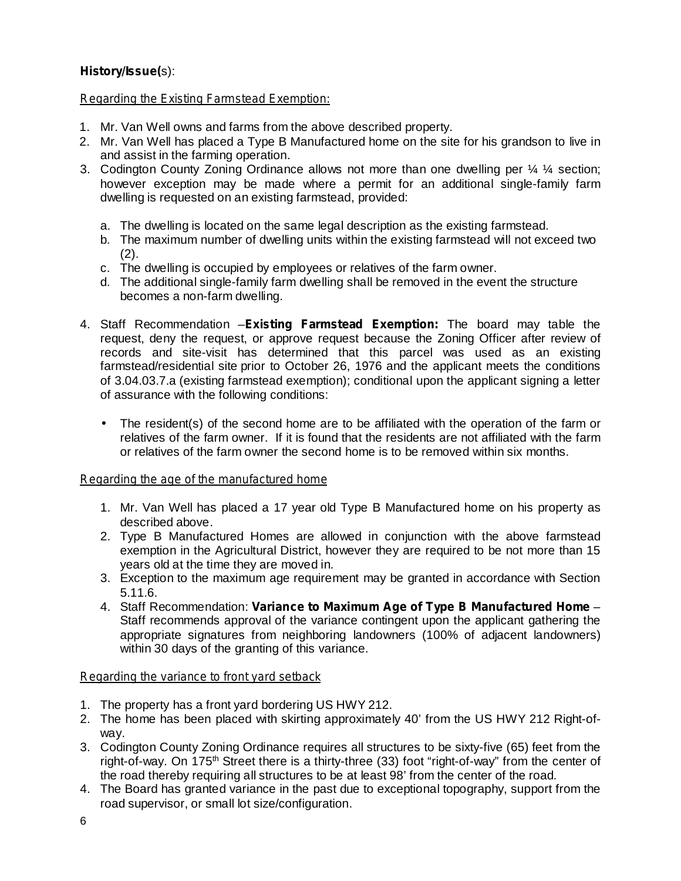**History/Issue(**s):

Regarding the Existing Farmstead Exemption:

1. Mr. Van Well owns and farms from the above described property.
2. Mr. Van Well has placed a Type B Manufactured home on the site for his grandson to live in and assist in the farming operation.
3. Codington County Zoning Ordinance allows not more than one dwelling per ¼ ¼ section; however exception may be made where a permit for an additional single-family farm dwelling is requested on an existing farmstead, provided:

   a. The dwelling is located on the same legal description as the existing farmstead.
   b. The maximum number of dwelling units within the existing farmstead will not exceed two (2).
   c. The dwelling is occupied by employees or relatives of the farm owner.
   d. The additional single-family farm dwelling shall be removed in the event the structure becomes a non-farm dwelling.

4. Staff Recommendation –**Existing Farmstead Exemption:** The board may table the request, deny the request, or approve request because the Zoning Officer after review of records and site-visit has determined that this parcel was used as an existing farmstead/residential site prior to October 26, 1976 and the applicant meets the conditions of 3.04.03.7.a (existing farmstead exemption); conditional upon the applicant signing a letter of assurance with the following conditions:

   - The resident(s) of the second home are to be affiliated with the operation of the farm or relatives of the farm owner. If it is found that the residents are not affiliated with the farm or relatives of the farm owner the second home is to be removed within six months.

Regarding the age of the manufactured home

1. Mr. Van Well has placed a 17 year old Type B Manufactured home on his property as described above.
2. Type B Manufactured Homes are allowed in conjunction with the above farmstead exemption in the Agricultural District, however they are required to be not more than 15 years old at the time they are moved in.
3. Exception to the maximum age requirement may be granted in accordance with Section 5.11.6.
4. Staff Recommendation: **Variance to Maximum Age of Type B Manufactured Home** – Staff recommends approval of the variance contingent upon the applicant gathering the appropriate signatures from neighboring landowners (100% of adjacent landowners) within 30 days of the granting of this variance.

Regarding the variance to front yard setback

1. The property has a front yard bordering US HWY 212.
2. The home has been placed with skirting approximately 40' from the US HWY 212 Right-of-way.
3. Codington County Zoning Ordinance requires all structures to be sixty-five (65) feet from the right-of-way. On 175th Street there is a thirty-three (33) foot "right-of-way" from the center of the road thereby requiring all structures to be at least 98' from the center of the road.
4. The Board has granted variance in the past due to exceptional topography, support from the road supervisor, or small lot size/configuration.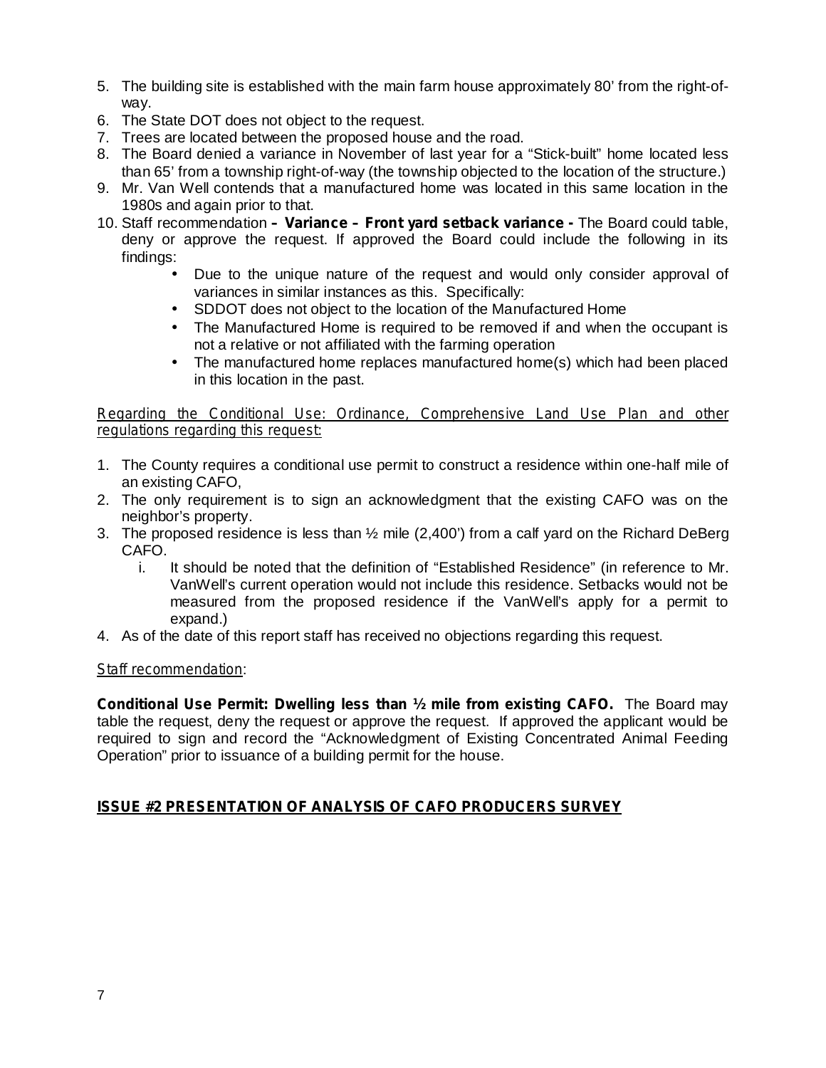5. The building site is established with the main farm house approximately 80' from the right-of-way.
6. The State DOT does not object to the request.
7. Trees are located between the proposed house and the road.
8. The Board denied a variance in November of last year for a "Stick-built" home located less than 65' from a township right-of-way (the township objected to the location of the structure.)
9. Mr. Van Well contends that a manufactured home was located in this same location in the 1980s and again prior to that.
10. Staff recommendation **– Variance – Front yard setback variance -** The Board could table, deny or approve the request. If approved the Board could include the following in its findings:
    - Due to the unique nature of the request and would only consider approval of variances in similar instances as this. Specifically:
    - SDDOT does not object to the location of the Manufactured Home
    - The Manufactured Home is required to be removed if and when the occupant is not a relative or not affiliated with the farming operation
    - The manufactured home replaces manufactured home(s) which had been placed in this location in the past.

Regarding the Conditional Use: Ordinance, Comprehensive Land Use Plan and other regulations regarding this request:

1. The County requires a conditional use permit to construct a residence within one-half mile of an existing CAFO,
2. The only requirement is to sign an acknowledgment that the existing CAFO was on the neighbor's property.
3. The proposed residence is less than ½ mile (2,400') from a calf yard on the Richard DeBerg CAFO.
    i. It should be noted that the definition of "Established Residence" (in reference to Mr. VanWell's current operation would not include this residence. Setbacks would not be measured from the proposed residence if the VanWell's apply for a permit to expand.)
4. As of the date of this report staff has received no objections regarding this request.

Staff recommendation:

**Conditional Use Permit: Dwelling less than ½ mile from existing CAFO.** The Board may table the request, deny the request or approve the request. If approved the applicant would be required to sign and record the "Acknowledgment of Existing Concentrated Animal Feeding Operation" prior to issuance of a building permit for the house.

**ISSUE #2 PRESENTATION OF ANALYSIS OF CAFO PRODUCERS SURVEY**